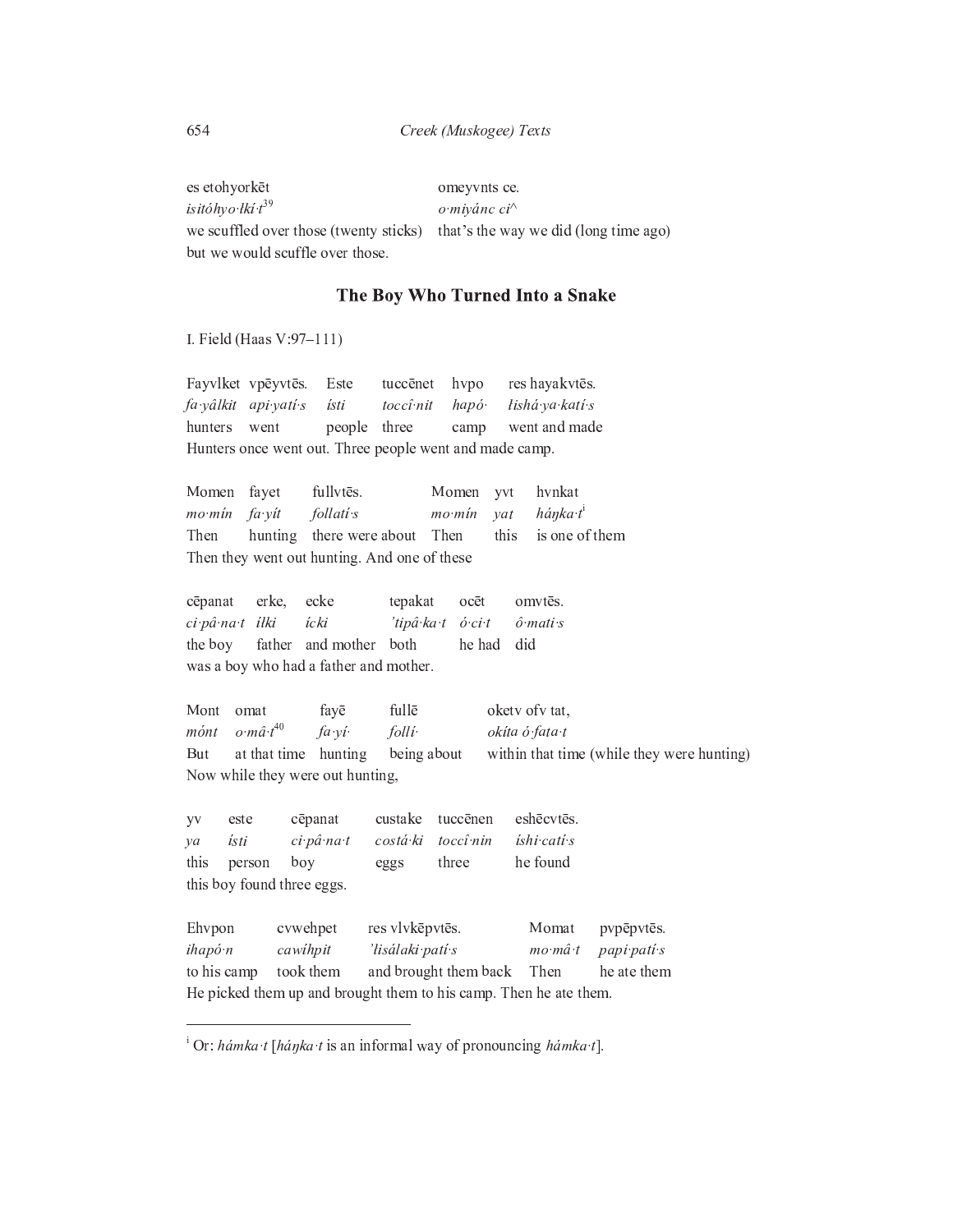es etohyorkēt omeyvnts ce.
*isitóhyo·lkí·t*[39] *o·miyánc ci^*
we scuffled over those (twenty sticks) that's the way we did (long time ago)
but we would scuffle over those.

## The Boy Who Turned Into a Snake

I. Field (Haas V:97–111)

Fayvlket vpēyvtēs. Este tuccēnet hvpo res hayakvtēs.
*fa·yâlkit api·yatí·s ísti toccî·nit hapó· ɬishá·ya·katí·s*
hunters went people three camp went and made
Hunters once went out. Three people went and made camp.

Momen fayet fullvtēs. Momen yvt hvnkat
*mo·mín fa·yít follatí·s mo·mín yat háŋka·t*[i]
Then hunting there were about Then this is one of them
Then they went out hunting. And one of these

cēpanat erke, ecke tepakat ocēt omvtēs.
*ci·pâ·na·t ílki ícki 'tipâ·ka·t ó·ci·t ô·mati·s*
the boy father and mother both he had did
was a boy who had a father and mother.

Mont omat fayē fullē oketv ofv tat,
*mónt o·mâ·t*[40] *fa·yí· follí· okíta ó·fata·t*
But at that time hunting being about within that time (while they were hunting)
Now while they were out hunting,

yv este cēpanat custake tuccēnen eshēcvtēs.
*ya ísti ci·pâ·na·t costá·ki toccî·nin íshi·catí·s*
this person boy eggs three he found
this boy found three eggs.

Ehvpon cvwehpet res vlvkēpvtēs. Momat pvpēpvtēs.
*ihapó·n cawíhpit 'lisálaki·patí·s mo·mâ·t papi·patí·s*
to his camp took them and brought them back Then he ate them
He picked them up and brought them to his camp. Then he ate them.

---

[i] Or: *hámka·t* [*háŋka·t* is an informal way of pronouncing *hámka·t*].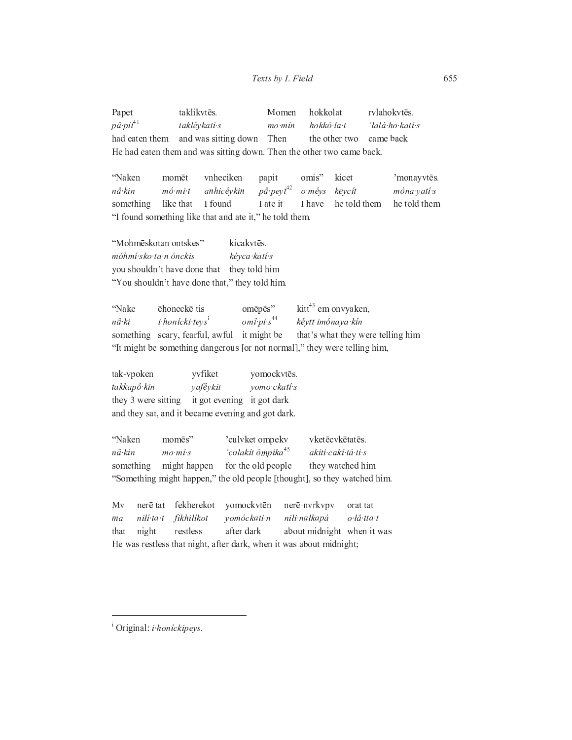| Papet | taklikvtēs. | Momen | hokkolat | rvlahokvtēs. |
|---|---|---|---|---|
| *pâ·pit*[41] | *taklêykati·s* | *mo·mín* | *hokkô·la·t* | *'lalá·ho·katí·s* |
| had eaten them | and was sitting down | Then | the other two | came back |

He had eaten them and was sitting down. Then the other two came back.

| "Naken | momēt | vnheciken | papit | omis" | kicet | 'monayvtēs. |
|---|---|---|---|---|---|---|
| *nâ·kin* | *mó·mi·t* | *anhicêykin* | *pâ·peyt*[42] | *o·méys* | *keycít* | *móna·yatí·s* |
| something | like that | I found | I ate it | I have | he told them | he told them |

"I found something like that and ate it," he told them.

| "Mohmēskotan ontskes" | kicakvtēs. |
|---|---|
| *móhmí·sko·ta·n ónckis* | *kéyca·katí·s* |
| you shouldn't have done that | they told him |

"You shouldn't have done that," they told him.

| "Nake | ēhoneckē tis | omēpēs" | kitt[43] em onvyaken, |
|---|---|---|---|
| *nâ·ki* | *i·honícki·teys*[i] | *omî·pi·s*[44] | *kéytt imónaya·kín* |
| something | scary, fearful, awful | it might be | that's what they were telling him |

"It might be something dangerous [or not normal]," they were telling him,

| tak-vpoken | yvfiket | yomockvtēs. |
|---|---|---|
| *takkapô·kin* | *yafêykit* | *yomo·ckatí·s* |
| they 3 were sitting | it got evening | it got dark |

and they sat, and it became evening and got dark.

| "Naken | momēs" | 'culvket ompekv | vketēcvkētatēs. |
|---|---|---|---|
| *nâ·kin* | *mo·mí·s* | *'colakít ômpika*[45] | *akiti·cakí·tá·ti·s* |
| something | might happen | for the old people | they watched him |

"Something might happen," the old people [thought], so they watched him.

| Mv | nerē tat | fekherekot | yomockvtēn | nerē-nvrkvpv | orat tat |
|---|---|---|---|---|---|
| *ma* | *nilí·ta·t* | *fikhilíkot* | *yomóckati·n* | *nili·nałkapá* | *o·lâ·tta·t* |
| that | night | restless | after dark | about midnight | when it was |

He was restless that night, after dark, when it was about midnight;

---

[i] Original: *i·honíckipeys*.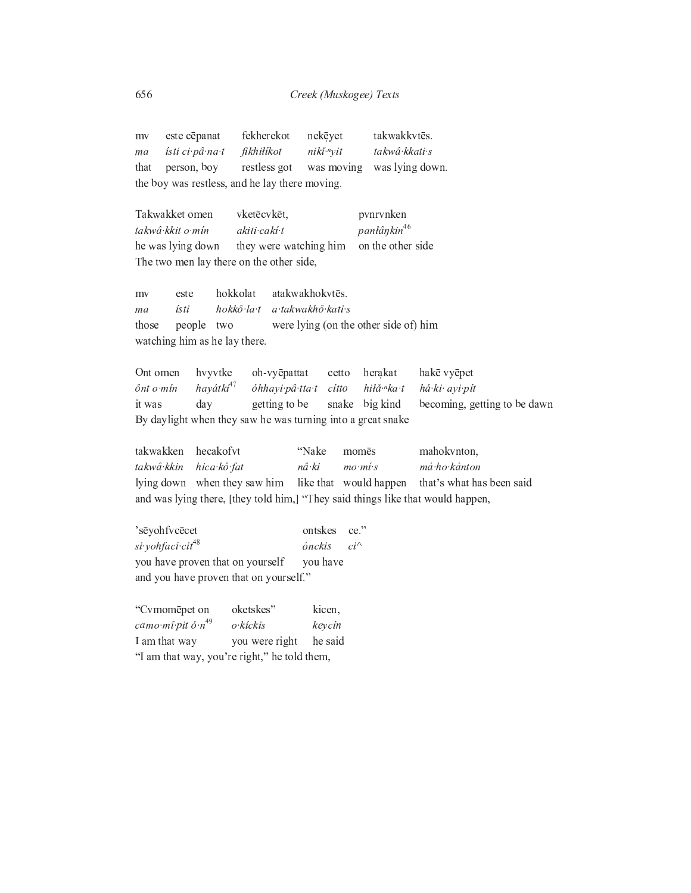mv este cēpanat fekherekot nekēyet takwakkvtēs.
*ma ísti ci·pâ·na·t fikhiłíkot nikĭ·ⁿyit takwâ·kkati·s*
that person, boy restless got was moving was lying down.
the boy was restless, and he lay there moving.

Takwakket omen vketēcvkēt, pvnrvnken
*takwâ·kkit o·mín akiti·cakí·t panłâŋkin*[46]
he was lying down they were watching him on the other side
The two men lay there on the other side,

mv este hokkolat atakwakhokvtēs.
*ma ísti hokkô·la·t a·takwakhô·kati·s*
those people two were lying (on the other side of) him
watching him as he lay there.

Ont omen hvyvtke oh-vyēpattat cetto heraۥkat hakē vyēpet
*ônt o·mín hayátkɨ*[47] *óhhayi·pâ·tta·t cítto hiłǎ·ⁿka·t há·ki· ayi·pít*
it was day getting to be snake big kind becoming, getting to be dawn
By daylight when they saw he was turning into a great snake

takwakken hecakofvt "Nake momēs mahokvnton,
*takwâ·kkin hica·kô·fat nâ·ki mo·mí·s má·ho·kánton*
lying down when they saw him like that would happen that's what has been said
and was lying there, [they told him,] "They said things like that would happen,

'sēyohfvcēcet ontskes ce."
*si·yohfacî·cit*[48] *ónckis ci^*
you have proven that on yourself you have
and you have proven that on yourself."

"Cvmomēpet on oketskes" kicen,
*camo·mî·pit ó·n*[49] *o·kíckis keycín*
I am that way you were right he said
"I am that way, you're right," he told them,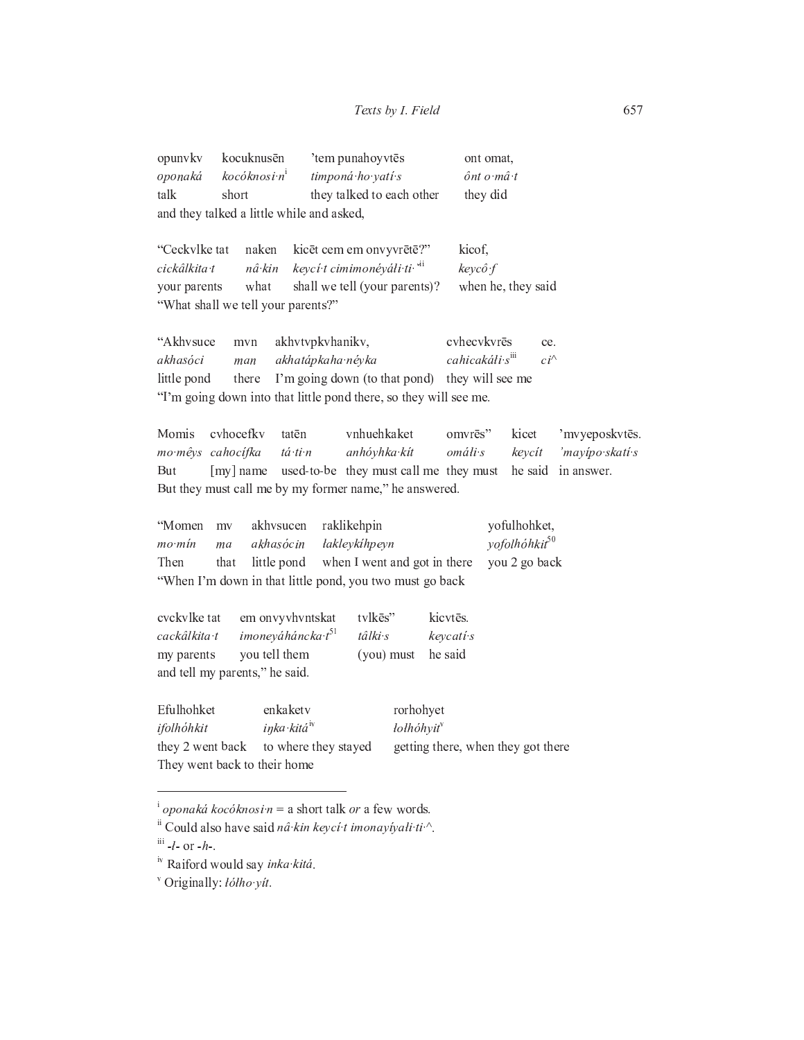| opunvkv | kocuknusēn | 'tem punahoyvtēs | ont omat, |
|---|---|---|---|
| *oponaká* | *kocóknosi·n*[i] | *timponá·ho·yatí·s* | *ônt o·mâ·t* |
| talk | short | they talked to each other | they did |

and they talked a little while and asked,

| "Ceckvlke tat | naken | kicēt cem em onvyvrētē?" | kicof, |
|---|---|---|---|
| *cickâlkita·t* | *nâ·kin* | *keycí·t cimimonéyáłi·ti·*[ii] | *keycô·f* |
| your parents | what | shall we tell (your parents)? | when he, they said |

"What shall we tell your parents?"

| "Akhvsuce | mvn | akhvtvpkvhanikv, | cvhecvkvrēs | ce. |
|---|---|---|---|---|
| *akhasóci* | *man* | *akhatápkaha·néyka* | *cahicakáłi·s*[iii] | *ci^* |
| little pond | there | I'm going down (to that pond) | they will see me | |

"I'm going down into that little pond there, so they will see me.

| Momis | cvhocefkv | tatēn | vnhuehkaket | omvrēs" | kicet | 'mvyeposkvtēs. |
|---|---|---|---|---|---|---|
| *mo·mêys* | *cahocífka* | *tá·ti·n* | *anhóyhka·kít* | *omáli·s* | *keycít* | *'mayípo·skatí·s* |
| But | [my] name | used-to-be | they must call me | they must | he said | in answer. |

But they must call me by my former name," he answered.

| "Momen | mv | akhvsucen | raklikehpin | yofulhohket, |
|---|---|---|---|---|
| *mo·mín* | *ma* | *akhasócin* | *łakleykíhpeyn* | *yofolhóhkit*[50] |
| Then | that | little pond | when I went and got in there | you 2 go back |

"When I'm down in that little pond, you two must go back

| cvckvlke tat | em onvyvhvntskat | tvlkēs" | kicvtēs. |
|---|---|---|---|
| *cackâlkita·t* | *imoneyáháncka·t*[51] | *tâlki·s* | *keycatí·s* |
| my parents | you tell them | (you) must | he said |

and tell my parents," he said.

| Efulhohket | enkaketv | rorhohyet |
|---|---|---|
| *ifolhóhkit* | *iŋka·kitá*[iv] | *łołhóhyit*[v] |
| they 2 went back | to where they stayed | getting there, when they got there |

They went back to their home

---

[i] *oponaká kocóknosi·n* = a short talk *or* a few words.

[ii] Could also have said *nâ·kin keycí·t imonayíyałi·ti·^*.

[iii] *-l-* or *-h-*.

[iv] Raiford would say *inka·kitá*.

[v] Originally: *łółho·yít*.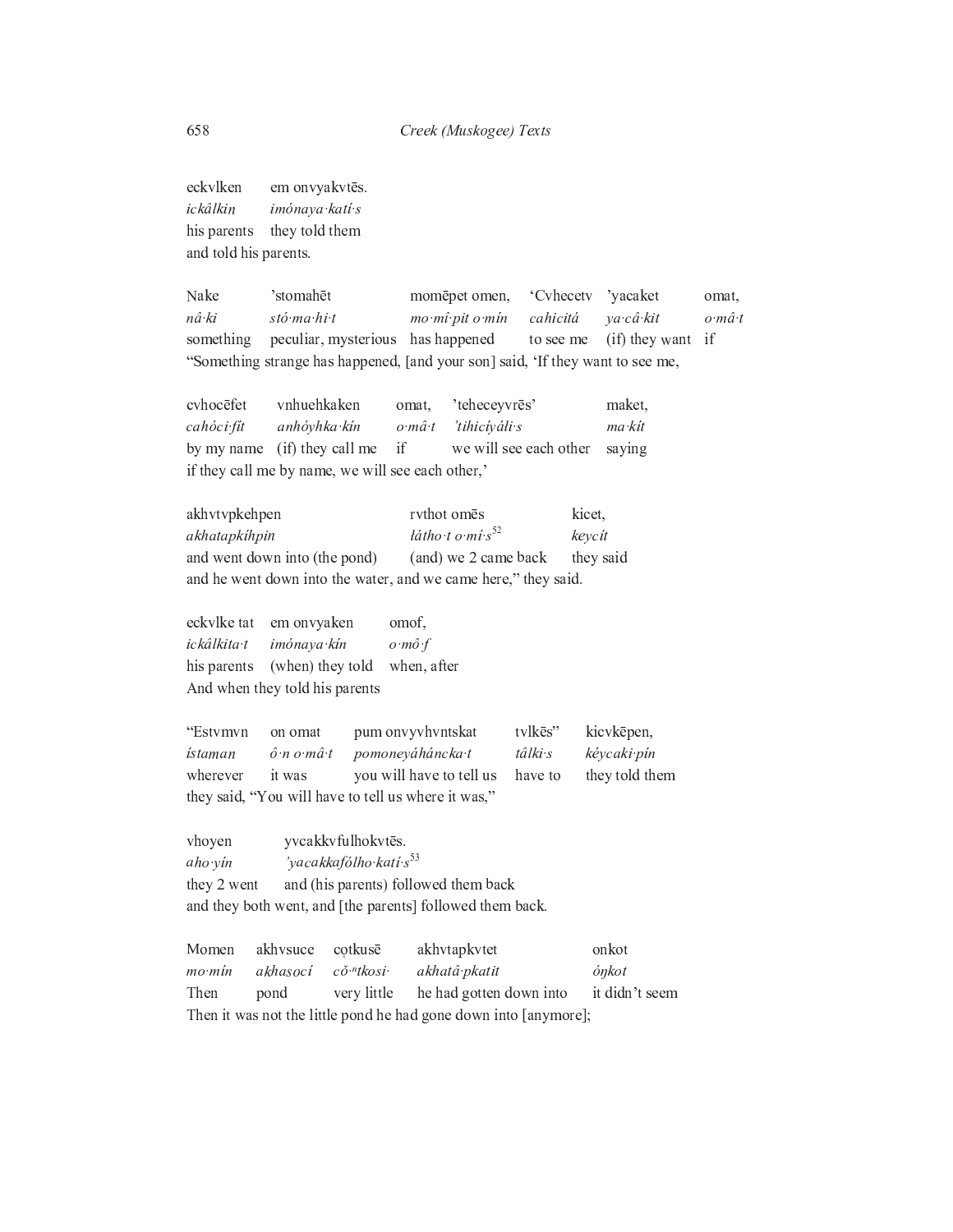| eckvlken | em onvyakvtēs. |
|---|---|
| *ickâlkiṇ* | *imónaya·katí·s* |
| his parents | they told them |

and told his parents.

| Nake | ’stomahēt | momēpet omen, | ‘Cvhecetv | ’yacaket | omat, |
|---|---|---|---|---|---|
| *nâ·ki* | *stó·ma·hi·t* | *mo·mî·pit o·mín* | *cahicitá* | *ya·câ·kit* | *o·mâ·t* |
| something | peculiar, mysterious | has happened | to see me | (if) they want | if |

“Something strange has happened, [and your son] said, ‘If they want to see me,

| cvhocēfet | vnhuehkaken | omat, | ’teheceyvrēs’ | maket, |
|---|---|---|---|---|
| *cahóci·fít* | *anhóyhka·kín* | *o·mâ·t* | *’tihicíyáłi·s* | *ma·kít* |
| by my name | (if) they call me | if | we will see each other | saying |

if they call me by name, we will see each other,’

| akhvtvpkehpen | rvthot omēs | kicet, |
|---|---|---|
| *akhatapkíhpin* | *łátho·t o·mí·s*[52] | *keycít* |
| and went down into (the pond) | (and) we 2 came back | they said |

and he went down into the water, and we came here,” they said.

| eckvlke tat | em onvyaken | omof, |
|---|---|---|
| *ickâlkita·t* | *imónaya·kín* | *o·mô·f* |
| his parents | (when) they told | when, after |

And when they told his parents

| “Estvmvn | on omat | pum onvyvhvntskat | tvlkēs” | kicvkēpen, |
|---|---|---|---|---|
| *ístaṃan* | *ô·n o·mâ·t* | *pomoneyáháncka·t* | *tâlki·s* | *kéycaki·pín* |
| wherever | it was | you will have to tell us | have to | they told them |

they said, “You will have to tell us where it was,”

| vhoyen | yvcakkvfulhokvtēs. |
|---|---|
| *aho·yín* | *’yacakkafólho·katí·s*[53] |
| they 2 went | and (his parents) followed them back |

and they both went, and [the parents] followed them back.

| Momen | akhvsuce | cọtkusē | akhvtapkvtet | onkot |
|---|---|---|---|---|
| *mo·mín* | *akhaṣocí* | *cǒ·ⁿtkosi·* | *akhatâ·pkatit* | *óŋkot* |
| Then | pond | very little | he had gotten down into | it didn’t seem |

Then it was not the little pond he had gone down into [anymore];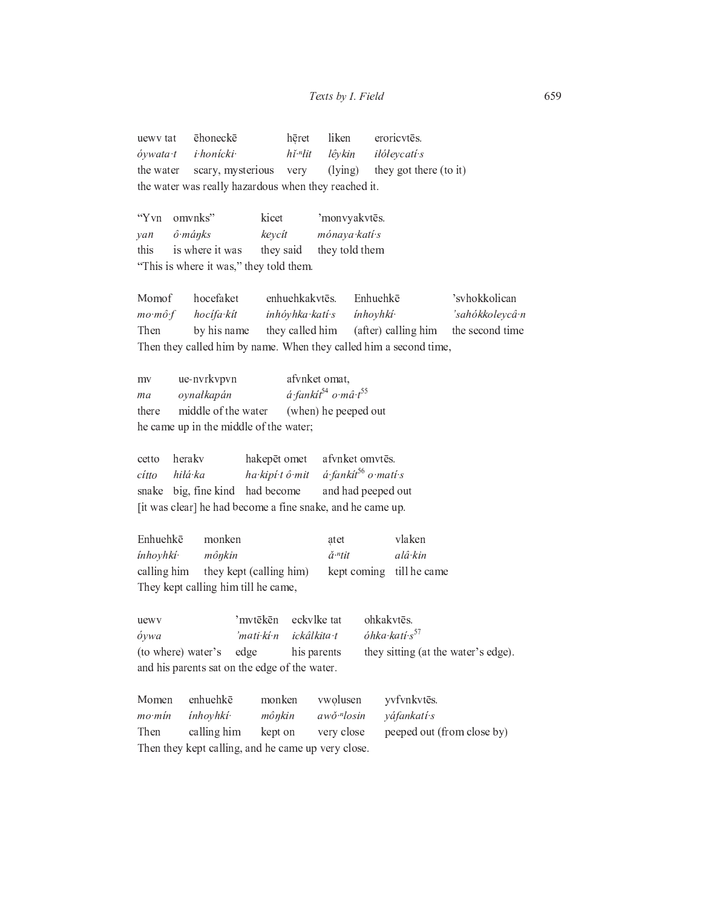| uewv tat | ēhoneckē | hēret | liken | eroricvtēs. |
|---|---|---|---|---|
| *óywata·t* | *i·honícki·* | *hĭ·$^{n}$łit* | *lêykiṇ* | *iłółeycatí·s* |
| the water | scary, mysterious | very | (lying) | they got there (to it) |

the water was really hazardous when they reached it.

| "Yvn | omvnks" | kicet | 'monvyakvtēs. |
|---|---|---|---|
| *yan* | *ô·mánks* | *keycít* | *mónaya·katí·s* |
| this | is where it was | they said | they told them |

"This is where it was," they told them.

| Momof | hocefaket | enhuehkakvtēs. | Enhuehkē | 'svhokkolican |
|---|---|---|---|---|
| *mo·mô·f* | *hocífa·kít* | *inhóyhka·katí·s* | *ínhoyhkí·* | *'sahókkoleycâ·n* |
| Then | by his name | they called him | (after) calling him | the second time |

Then they called him by name. When they called him a second time,

| mv | ue-nvrkvpvn | afvnket omat, |
|---|---|---|
| *ma* | *oynałkapán* | *á·fankít*[54] *o·mâ·t*[55] |
| there | middle of the water | (when) he peeped out |

he came up in the middle of the water;

| cetto | herakv | hakepēt omet | afvnket omvtēs. |
|---|---|---|---|
| *cítto* | *hiłá·ka* | *ha·kipí·t ô·mit* | *á·fankít*[56] *o·matí·s* |
| snake | big, fine kind | had become | and had peeped out |

[it was clear] he had become a fine snake, and he came up.

| Enhuehkē | monken | ạtet | vlaken |
|---|---|---|---|
| *ínhoyhkí·* | *môŋkin* | *ă·$^{n}$tit* | *alâ·kin* |
| calling him | they kept (calling him) | kept coming | till he came |

They kept calling him till he came,

| uewv | 'mvtēkēn | eckvlke tat | ohkakvtēs. |
|---|---|---|---|
| *óywa* | *'mati·kí·n* | *ickâlkita·t* | *óhka·katí·s*[57] |
| (to where) water's | edge | his parents | they sitting (at the water's edge). |

and his parents sat on the edge of the water.

| Momen | enhuehkē | monken | vwọlusen | yvfvnkvtēs. |
|---|---|---|---|---|
| *mo·mín* | *ínhoyhkí·* | *môŋkin* | *awŏ·$^{n}$losin* | *yáfankatí·s* |
| Then | calling him | kept on | very close | peeped out (from close by) |

Then they kept calling, and he came up very close.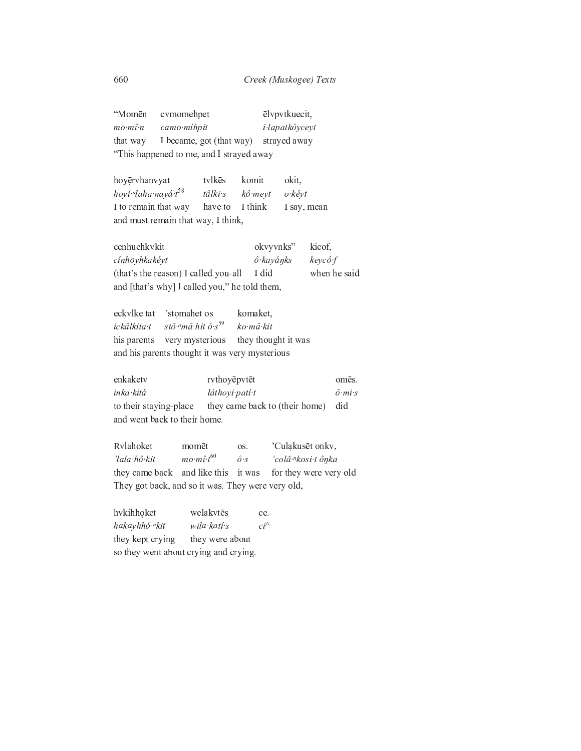| | | |
|---|---|---|
| "Momēn | cvmomehpet | ēlvpvtkuecit, |
| *mo·mî·n* | *camo·míhpit* | *i·lapatkôyceyt* |
| that way | I became, got (that way) | strayed away |

"This happened to me, and I strayed away

| | | | |
|---|---|---|---|
| hoyērvhanvyat | tvlkēs | komit | okit, |
| *hoyĭ·ⁿɬaha·nayâ·t*[58] | *tâlki·s* | *kô·meyt* | *o·kéyt* |
| I to remain that way | have to | I think | I say, mean |

and must remain that way, I think,

| | | |
|---|---|---|
| cenhuehkvkit | okvyvnks" | kicof, |
| *cíṇhoyhkakéyt* | *ô·kayáŋks* | *keycô·f* |
| (that's the reason) I called you-all | I did | when he said |

and [that's why] I called you," he told them,

| | | |
|---|---|---|
| eckvlke tat | 'stọmahet os | komaket, |
| *ickâlkita·t* | *stŏ·ⁿmâ·hit ó·s*[59] | *ko·mâ·kit* |
| his parents | very mysterious | they thought it was |

and his parents thought it was very mysterious

| | | |
|---|---|---|
| enkaketv | rvthoyēpvtēt | omēs. |
| *inka·kitá* | *ɬáthoyi·patí·t* | *ô·mi·s* |
| to their staying-place | they came back to (their home) | did |

and went back to their home.

| | | | |
|---|---|---|---|
| Rvlahoket | momēt | os. | 'Culạkusēt onkv, |
| *'ɬala·hô·kit* | *mo·mî·t*[60] | *ô·s* | *'colă·ⁿkosi·t ôŋka* |
| they came back | and like this | it was | for they were very old |

They got back, and so it was. They were very old,

| | | |
|---|---|---|
| hvkihhọket | welakvtēs | ce. |
| *hakayhhŏ·ⁿkit* | *wila·katí·s* | *ci^* |
| they kept crying | they were about | |

so they went about crying and crying.